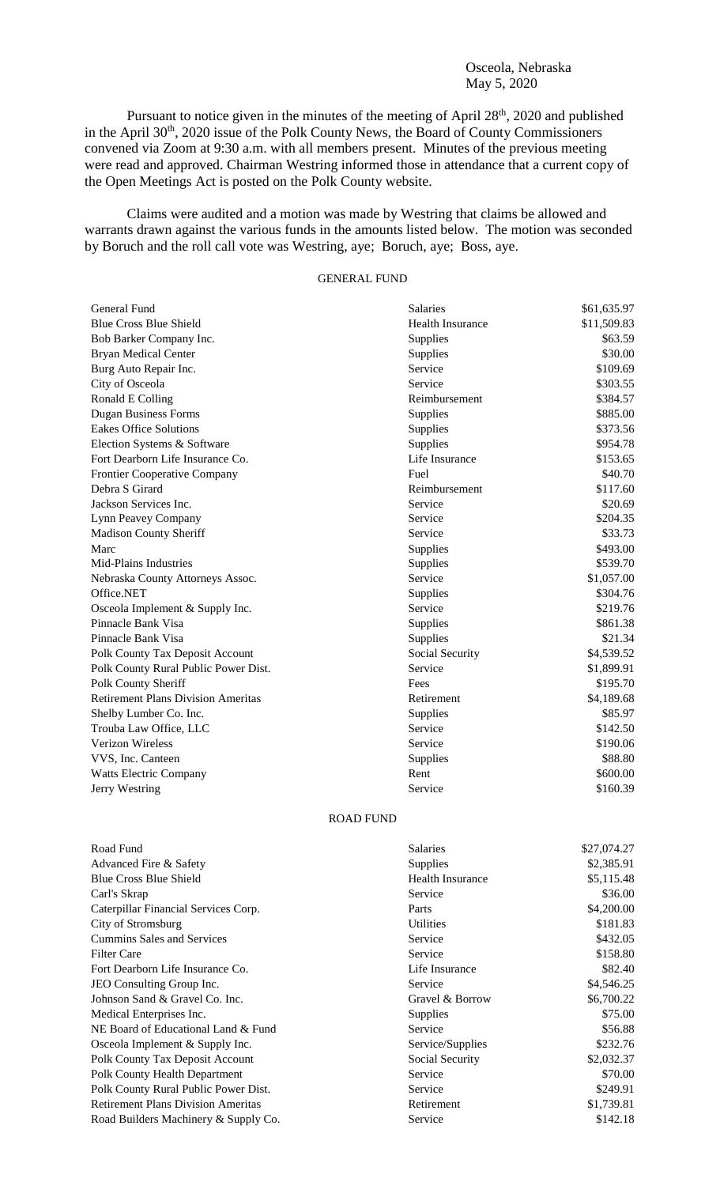Osceola, Nebraska
May 5, 2020

Pursuant to notice given in the minutes of the meeting of April 28th, 2020 and published in the April 30th, 2020 issue of the Polk County News, the Board of County Commissioners convened via Zoom at 9:30 a.m. with all members present. Minutes of the previous meeting were read and approved. Chairman Westring informed those in attendance that a current copy of the Open Meetings Act is posted on the Polk County website.

Claims were audited and a motion was made by Westring that claims be allowed and warrants drawn against the various funds in the amounts listed below. The motion was seconded by Boruch and the roll call vote was Westring, aye; Boruch, aye; Boss, aye.

## GENERAL FUND

| | | |
|---|---|---|
| General Fund | Salaries | $61,635.97 |
| Blue Cross Blue Shield | Health Insurance | $11,509.83 |
| Bob Barker Company Inc. | Supplies | $63.59 |
| Bryan Medical Center | Supplies | $30.00 |
| Burg Auto Repair Inc. | Service | $109.69 |
| City of Osceola | Service | $303.55 |
| Ronald E Colling | Reimbursement | $384.57 |
| Dugan Business Forms | Supplies | $885.00 |
| Eakes Office Solutions | Supplies | $373.56 |
| Election Systems & Software | Supplies | $954.78 |
| Fort Dearborn Life Insurance Co. | Life Insurance | $153.65 |
| Frontier Cooperative Company | Fuel | $40.70 |
| Debra S Girard | Reimbursement | $117.60 |
| Jackson Services Inc. | Service | $20.69 |
| Lynn Peavey Company | Service | $204.35 |
| Madison County Sheriff | Service | $33.73 |
| Marc | Supplies | $493.00 |
| Mid-Plains Industries | Supplies | $539.70 |
| Nebraska County Attorneys Assoc. | Service | $1,057.00 |
| Office.NET | Supplies | $304.76 |
| Osceola Implement & Supply Inc. | Service | $219.76 |
| Pinnacle Bank Visa | Supplies | $861.38 |
| Pinnacle Bank Visa | Supplies | $21.34 |
| Polk County Tax Deposit Account | Social Security | $4,539.52 |
| Polk County Rural Public Power Dist. | Service | $1,899.91 |
| Polk County Sheriff | Fees | $195.70 |
| Retirement Plans Division Ameritas | Retirement | $4,189.68 |
| Shelby Lumber Co. Inc. | Supplies | $85.97 |
| Trouba Law Office, LLC | Service | $142.50 |
| Verizon Wireless | Service | $190.06 |
| VVS, Inc. Canteen | Supplies | $88.80 |
| Watts Electric Company | Rent | $600.00 |
| Jerry Westring | Service | $160.39 |

## ROAD FUND

| | | |
|---|---|---|
| Road Fund | Salaries | $27,074.27 |
| Advanced Fire & Safety | Supplies | $2,385.91 |
| Blue Cross Blue Shield | Health Insurance | $5,115.48 |
| Carl's Skrap | Service | $36.00 |
| Caterpillar Financial Services Corp. | Parts | $4,200.00 |
| City of Stromsburg | Utilities | $181.83 |
| Cummins Sales and Services | Service | $432.05 |
| Filter Care | Service | $158.80 |
| Fort Dearborn Life Insurance Co. | Life Insurance | $82.40 |
| JEO Consulting Group Inc. | Service | $4,546.25 |
| Johnson Sand & Gravel Co. Inc. | Gravel & Borrow | $6,700.22 |
| Medical Enterprises Inc. | Supplies | $75.00 |
| NE Board of Educational Land & Fund | Service | $56.88 |
| Osceola Implement & Supply Inc. | Service/Supplies | $232.76 |
| Polk County Tax Deposit Account | Social Security | $2,032.37 |
| Polk County Health Department | Service | $70.00 |
| Polk County Rural Public Power Dist. | Service | $249.91 |
| Retirement Plans Division Ameritas | Retirement | $1,739.81 |
| Road Builders Machinery & Supply Co. | Service | $142.18 |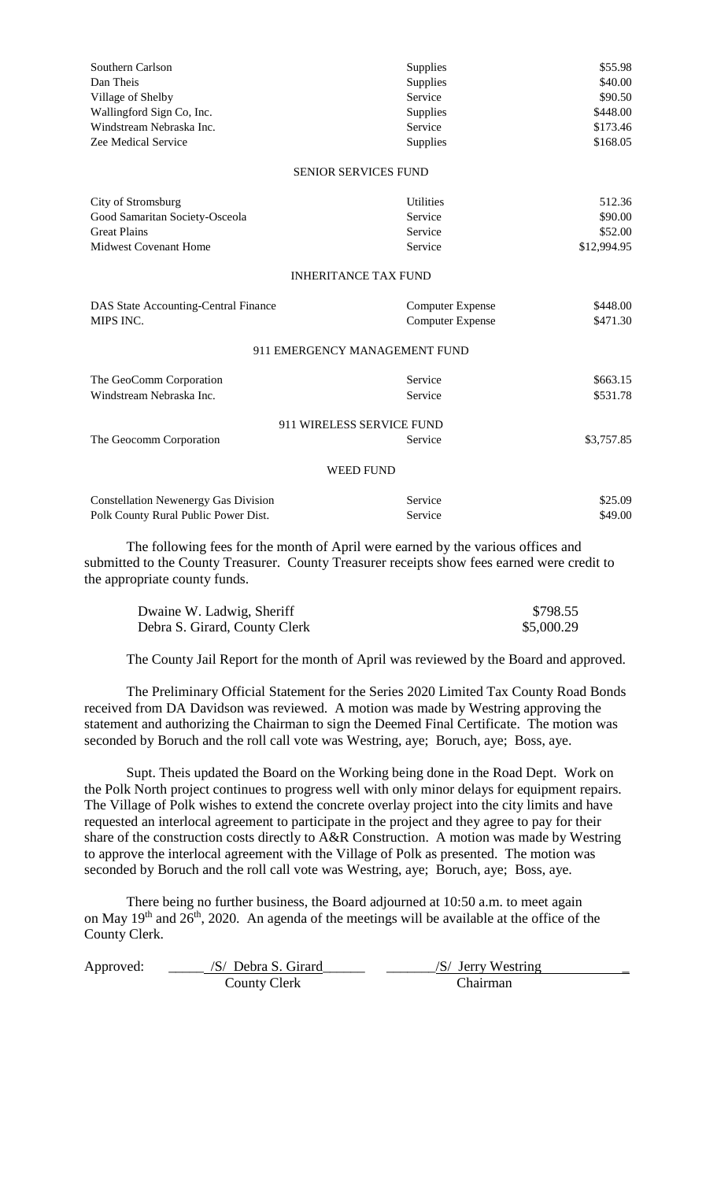| | | |
|---|---|---|
| Southern Carlson | Supplies | \$55.98 |
| Dan Theis | Supplies | \$40.00 |
| Village of Shelby | Service | \$90.50 |
| Wallingford Sign Co, Inc. | Supplies | \$448.00 |
| Windstream Nebraska Inc. | Service | \$173.46 |
| Zee Medical Service | Supplies | \$168.05 |

SENIOR SERVICES FUND

| | | |
|---|---|---|
| City of Stromsburg | Utilities | 512.36 |
| Good Samaritan Society-Osceola | Service | \$90.00 |
| Great Plains | Service | \$52.00 |
| Midwest Covenant Home | Service | \$12,994.95 |

INHERITANCE TAX FUND

| | | |
|---|---|---|
| DAS State Accounting-Central Finance | Computer Expense | \$448.00 |
| MIPS INC. | Computer Expense | \$471.30 |

911 EMERGENCY MANAGEMENT FUND

| | | |
|---|---|---|
| The GeoComm Corporation | Service | \$663.15 |
| Windstream Nebraska Inc. | Service | \$531.78 |

911 WIRELESS SERVICE FUND

| | | |
|---|---|---|
| The Geocomm Corporation | Service | \$3,757.85 |

WEED FUND

| | | |
|---|---|---|
| Constellation Newenergy Gas Division | Service | \$25.09 |
| Polk County Rural Public Power Dist. | Service | \$49.00 |

The following fees for the month of April were earned by the various offices and submitted to the County Treasurer. County Treasurer receipts show fees earned were credit to the appropriate county funds.

| | |
|---|---|
| Dwaine W. Ladwig, Sheriff | \$798.55 |
| Debra S. Girard, County Clerk | \$5,000.29 |

The County Jail Report for the month of April was reviewed by the Board and approved.

The Preliminary Official Statement for the Series 2020 Limited Tax County Road Bonds received from DA Davidson was reviewed. A motion was made by Westring approving the statement and authorizing the Chairman to sign the Deemed Final Certificate. The motion was seconded by Boruch and the roll call vote was Westring, aye; Boruch, aye; Boss, aye.

Supt. Theis updated the Board on the Working being done in the Road Dept. Work on the Polk North project continues to progress well with only minor delays for equipment repairs. The Village of Polk wishes to extend the concrete overlay project into the city limits and have requested an interlocal agreement to participate in the project and they agree to pay for their share of the construction costs directly to A&R Construction. A motion was made by Westring to approve the interlocal agreement with the Village of Polk as presented. The motion was seconded by Boruch and the roll call vote was Westring, aye; Boruch, aye; Boss, aye.

There being no further business, the Board adjourned at 10:50 a.m. to meet again on May 19th and 26th, 2020. An agenda of the meetings will be available at the office of the County Clerk.

Approved: /S/ Debra S. Girard — County Clerk

/S/ Jerry Westring — Chairman